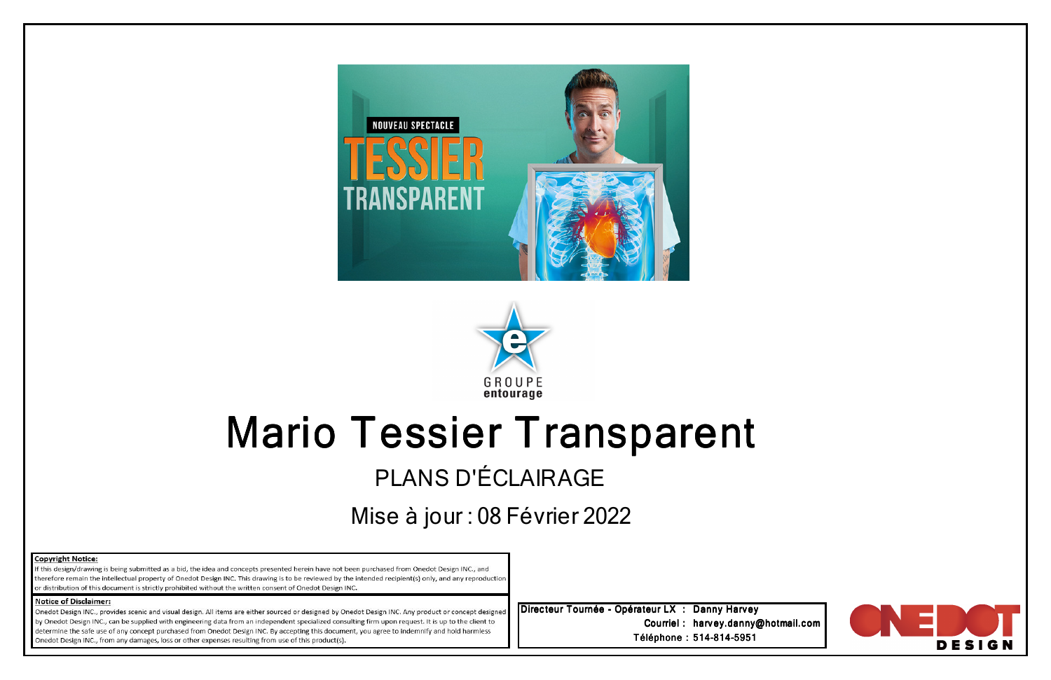# Mario Tessier Transparent

## PLANS D'ÉCLAIRAGE

Mise à jour : 08 Février 2022

**Copyright Notice:**
If this design/drawing is being submitted as a bid, the idea and concepts presented herein have not been purchased from Onedot Design INC., and therefore remain the intellectual property of Onedot Design INC. This drawing is to be reviewed by the intended recipient(s) only, and any reproduction or distribution of this document is strictly prohibited without the written consent of Onedot Design INC.

**Notice of Disclaimer:**
Onedot Design INC., provides scenic and visual design. All items are either sourced or designed by Onedot Design INC. Any product or concept designed by Onedot Design INC., can be supplied with engineering data from an independent specialized consulting firm upon request. It is up to the client to determine the safe use of any concept purchased from Onedot Design INC. By accepting this document, you agree to indemnify and hold harmless Onedot Design INC., from any damages, loss or other expenses resulting from use of this product(s).

Directeur Tournée - Opérateur LX : Danny Harvey
Courriel : harvey.danny@hotmail.com
Téléphone : 514-814-5951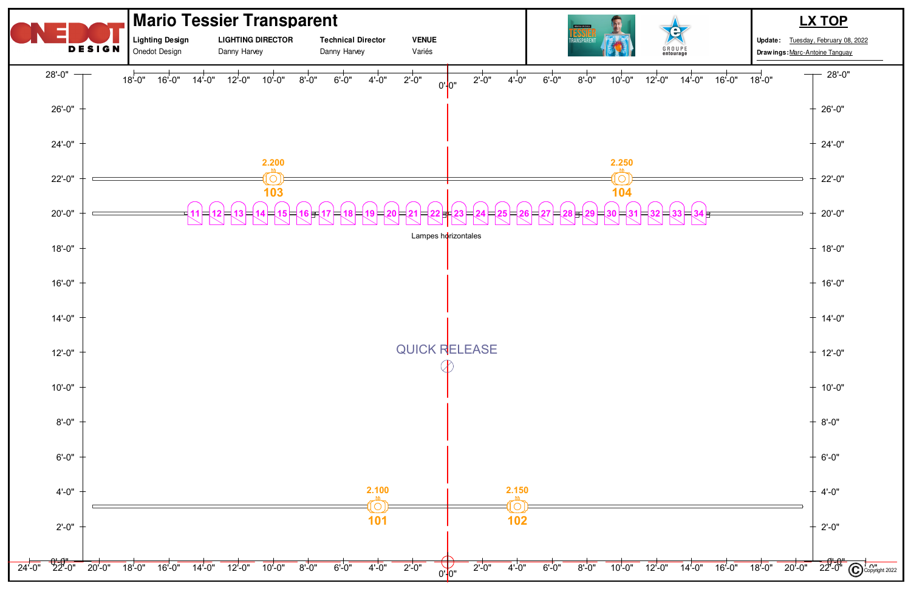# Mario Tessier Transparent

| Lighting Design | LIGHTING DIRECTOR | Technical Director | VENUE |
| --- | --- | --- | --- |
| Onedot Design | Danny Harvey | Danny Harvey | Variés |

## LX TOP

**Update:** Tuesday, February 08, 2022

**Drawings:** Marc-Antoine Tanguay

2.200 — 103

2.250 — 104

11 12 13 14 15 16 17 18 19 20 21 22 23 24 25 26 27 28 29 30 31 32 33 34

Lampes horizontales

QUICK RELEASE

2.100 — 101

2.150 — 102

Copyright 2022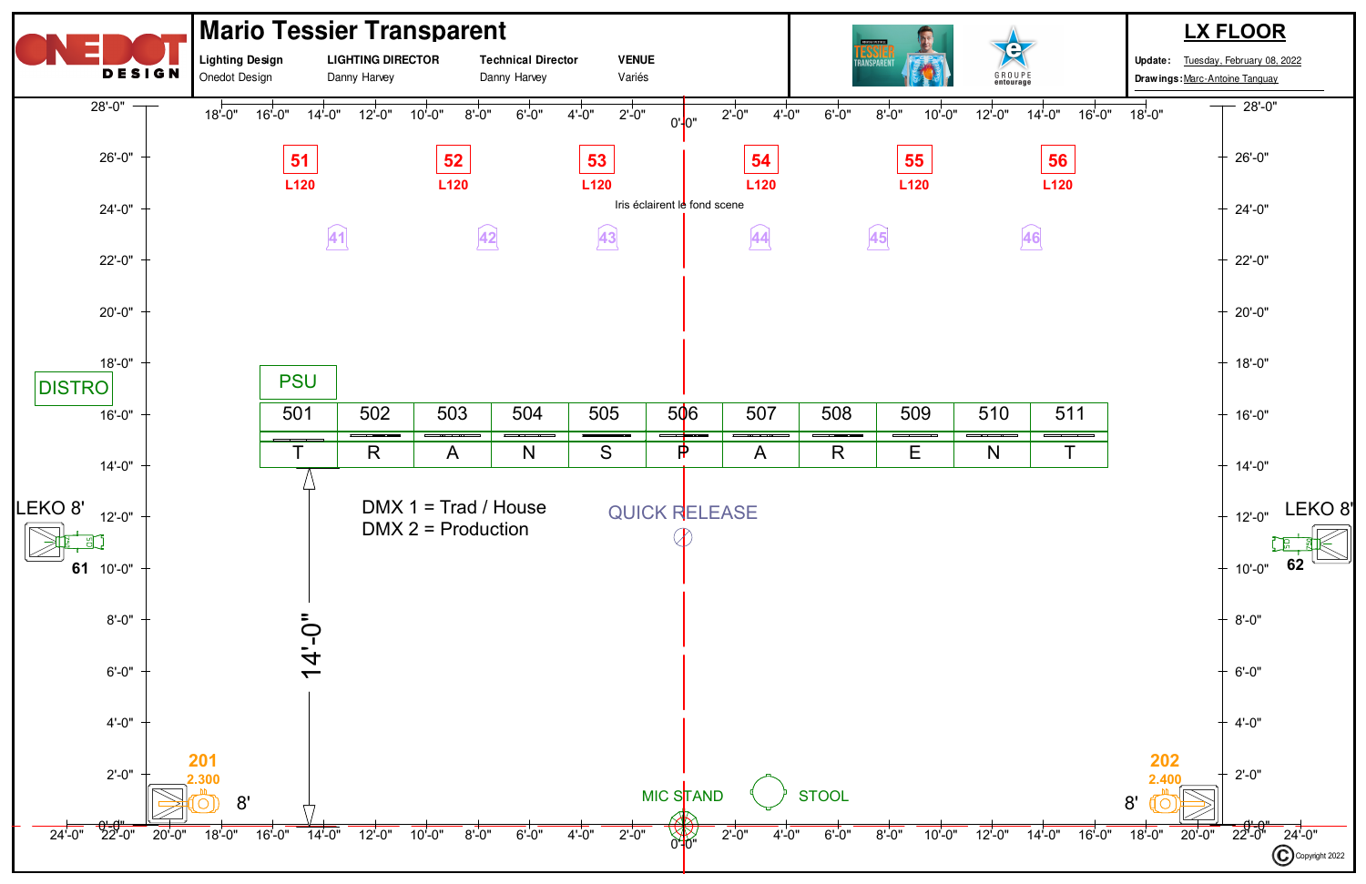# Mario Tessier Transparent

**Lighting Design** Onedot Design | **LIGHTING DIRECTOR** Danny Harvey | **Technical Director** Danny Harvey | **VENUE** Variés

## LX FLOOR

**Update:** Tuesday, February 08, 2022
**Drawings:** Marc-Antoine Tanguay

51 L120 · 52 L120 · 53 L120 · 54 L120 · 55 L120 · 56 L120

Iris éclairent le fond scene

41 · 42 · 43 · 44 · 45 · 46

DISTRO

PSU

| 501 | 502 | 503 | 504 | 505 | 506 | 507 | 508 | 509 | 510 | 511 |
|---|---|---|---|---|---|---|---|---|---|---|
| T | R | A | N | S | P | A | R | E | N | T |

LEKO 8' 61

LEKO 8' 62

DMX 1 = Trad / House
DMX 2 = Production

QUICK RELEASE

14'-0"

201 2.300 8'

202 2.400 8'

MIC STAND

STOOL

Copyright 2022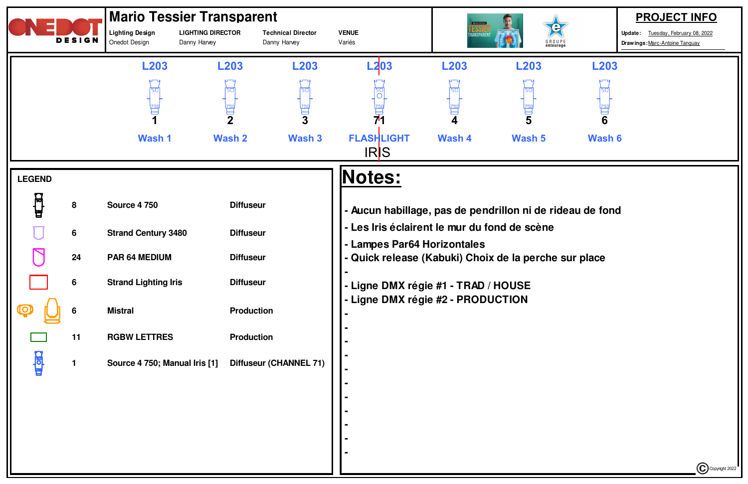# Mario Tessier Transparent

**Lighting Design** Onedot Design | **LIGHTING DIRECTOR** Danny Harvey | **Technical Director** Danny Harvey | **VENUE** Variés

## PROJECT INFO

**Update:** Tuesday, February 08, 2022
**Drawings:** Marc-Antoine Tanguay

L203
1
Wash 1

L203
2
Wash 2

L203
3
Wash 3

L203
71
FLASHLIGHT
IRIS

L203
4
Wash 4

L203
5
Wash 5

L203
6
Wash 6

## LEGEND

| | | | |
|---|---|---|---|
| | 8 | Source 4 750 | Diffuseur |
| | 6 | Strand Century 3480 | Diffuseur |
| | 24 | PAR 64 MEDIUM | Diffuseur |
| | 6 | Strand Lighting Iris | Diffuseur |
| | 6 | Mistral | Production |
| | 11 | RGBW LETTRES | Production |
| | 1 | Source 4 750; Manual Iris [1] | Diffuseur (CHANNEL 71) |

## Notes:

- Aucun habillage, pas de pendrillon ni de rideau de fond
- Les Iris éclairent le mur du fond de scène
- Lampes Par64 Horizontales
- Quick release (Kabuki) Choix de la perche sur place
-
- Ligne DMX régie #1 - TRAD / HOUSE
- Ligne DMX régie #2 - PRODUCTION
-
-
-
-
-
-
-
-
-
-
-

© Copyright 2022